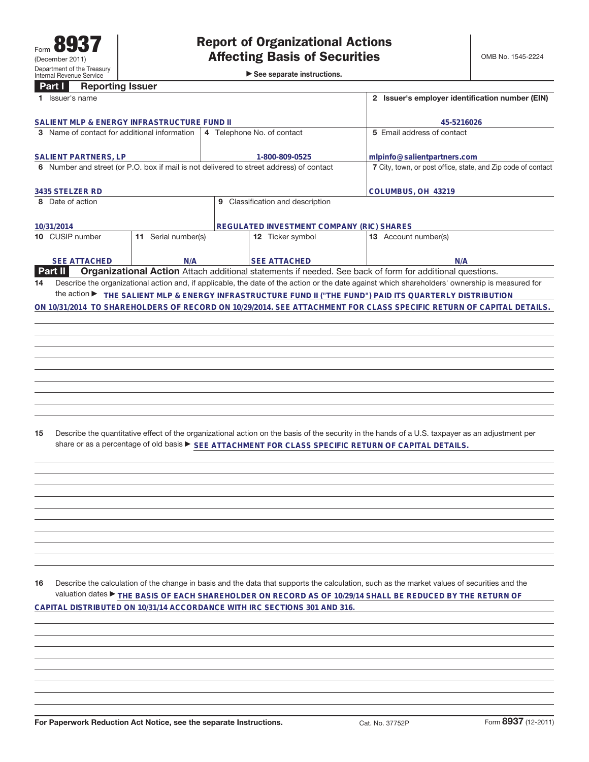Form **8937**
(December 2011)
Department of the Treasury
Internal Revenue Service

# Report of Organizational Actions Affecting Basis of Securities

▶ See separate instructions.

OMB No. 1545-2224

## Part I Reporting Issuer

| 1 Issuer's name | | | | 2 Issuer's employer identification number (EIN) |
|---|---|---|---|---|
| SALIENT MLP & ENERGY INFRASTRUCTURE FUND II | | | | 45-5216026 |
| 3 Name of contact for additional information | | 4 Telephone No. of contact | | 5 Email address of contact |
| SALIENT PARTNERS, LP | | 1-800-809-0525 | | mlpinfo@salientpartners.com |
| 6 Number and street (or P.O. box if mail is not delivered to street address) of contact | | | | 7 City, town, or post office, state, and Zip code of contact |
| 3435 STELZER RD | | | | COLUMBUS, OH 43219 |
| 8 Date of action | | 9 Classification and description | | |
| 10/31/2014 | | REGULATED INVESTMENT COMPANY (RIC) SHARES | | |
| 10 CUSIP number | 11 Serial number(s) | | 12 Ticker symbol | 13 Account number(s) |
| SEE ATTACHED | N/A | | SEE ATTACHED | N/A |

## Part II Organizational Action

Attach additional statements if needed. See back of form for additional questions.

**14** Describe the organizational action and, if applicable, the date of the action or the date against which shareholders' ownership is measured for the action ▶ THE SALIENT MLP & ENERGY INFRASTRUCTURE FUND II ("THE FUND") PAID ITS QUARTERLY DISTRIBUTION ON 10/31/2014 TO SHAREHOLDERS OF RECORD ON 10/29/2014. SEE ATTACHMENT FOR CLASS SPECIFIC RETURN OF CAPITAL DETAILS.

**15** Describe the quantitative effect of the organizational action on the basis of the security in the hands of a U.S. taxpayer as an adjustment per share or as a percentage of old basis ▶ SEE ATTACHMENT FOR CLASS SPECIFIC RETURN OF CAPITAL DETAILS.

**16** Describe the calculation of the change in basis and the data that supports the calculation, such as the market values of securities and the valuation dates ▶ THE BASIS OF EACH SHAREHOLDER ON RECORD AS OF 10/29/14 SHALL BE REDUCED BY THE RETURN OF CAPITAL DISTRIBUTED ON 10/31/14 ACCORDANCE WITH IRC SECTIONS 301 AND 316.

For Paperwork Reduction Act Notice, see the separate Instructions. Cat. No. 37752P Form **8937** (12-2011)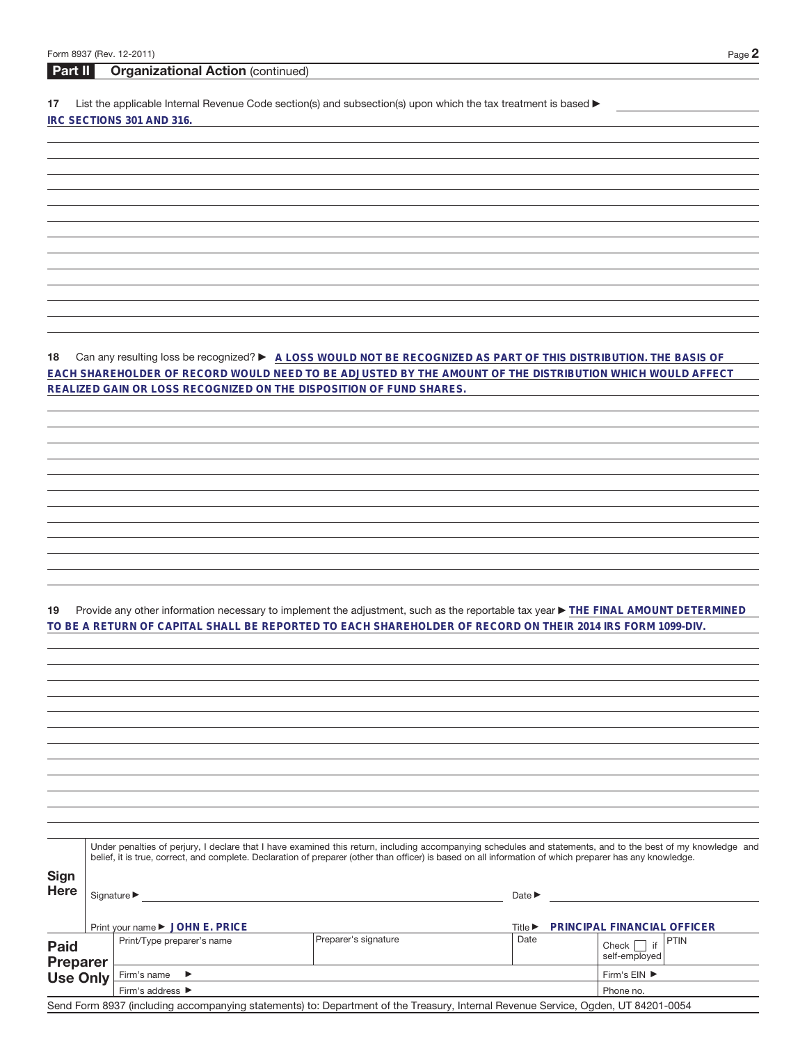## Part II Organizational Action (continued)

**17** List the applicable Internal Revenue Code section(s) and subsection(s) upon which the tax treatment is based ▶

IRC SECTIONS 301 AND 316.

**18** Can any resulting loss be recognized? ▶ A LOSS WOULD NOT BE RECOGNIZED AS PART OF THIS DISTRIBUTION. THE BASIS OF EACH SHAREHOLDER OF RECORD WOULD NEED TO BE ADJUSTED BY THE AMOUNT OF THE DISTRIBUTION WHICH WOULD AFFECT REALIZED GAIN OR LOSS RECOGNIZED ON THE DISPOSITION OF FUND SHARES.

**19** Provide any other information necessary to implement the adjustment, such as the reportable tax year ▶ THE FINAL AMOUNT DETERMINED TO BE A RETURN OF CAPITAL SHALL BE REPORTED TO EACH SHAREHOLDER OF RECORD ON THEIR 2014 IRS FORM 1099-DIV.

**Sign Here**

Under penalties of perjury, I declare that I have examined this return, including accompanying schedules and statements, and to the best of my knowledge and belief, it is true, correct, and complete. Declaration of preparer (other than officer) is based on all information of which preparer has any knowledge.

Signature ▶ Date ▶

Print your name ▶ JOHN E. PRICE Title ▶ PRINCIPAL FINANCIAL OFFICER

| **Paid Preparer Use Only** | | | | |
|---|---|---|---|---|
| Print/Type preparer's name | Preparer's signature | Date | Check ☐ if self-employed | PTIN |
| Firm's name ▶ | | | Firm's EIN ▶ | |
| Firm's address ▶ | | | Phone no. | |

Send Form 8937 (including accompanying statements) to: Department of the Treasury, Internal Revenue Service, Ogden, UT 84201-0054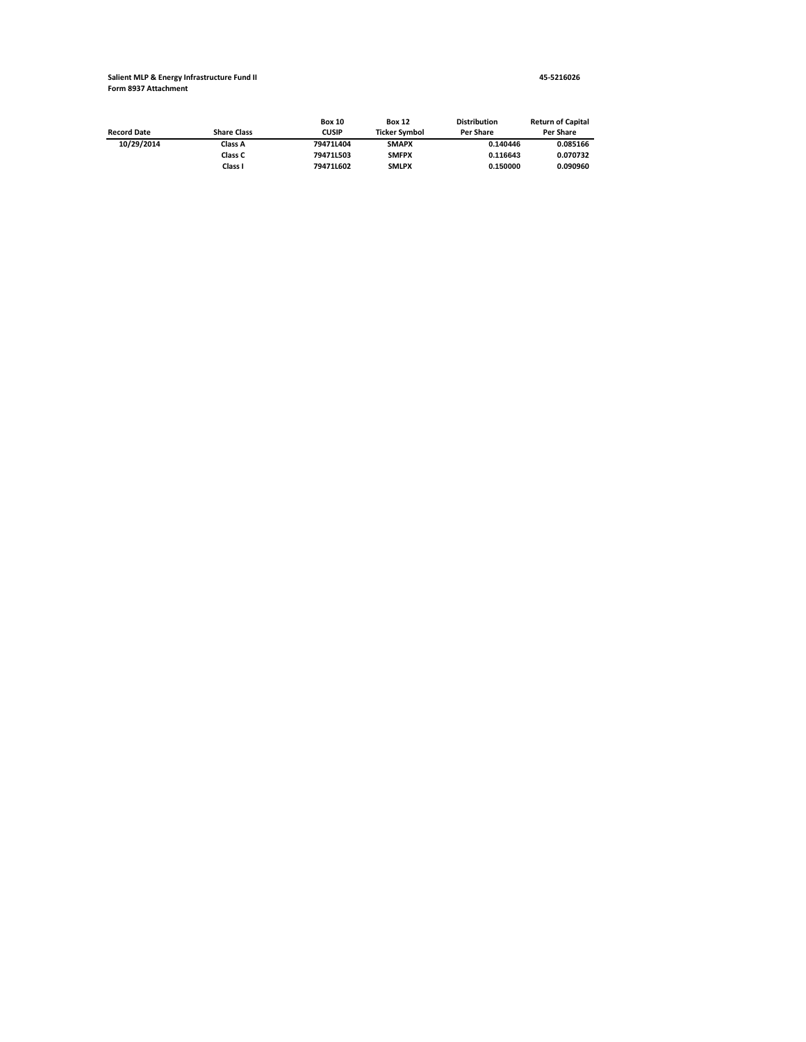**Salient MLP & Energy Infrastructure Fund II** **45-5216026**
**Form 8937 Attachment**

| Record Date | Share Class | Box 10 CUSIP | Box 12 Ticker Symbol | Distribution Per Share | Return of Capital Per Share |
|---|---|---|---|---|---|
| 10/29/2014 | Class A | 79471L404 | SMAPX | 0.140446 | 0.085166 |
| | Class C | 79471L503 | SMFPX | 0.116643 | 0.070732 |
| | Class I | 79471L602 | SMLPX | 0.150000 | 0.090960 |